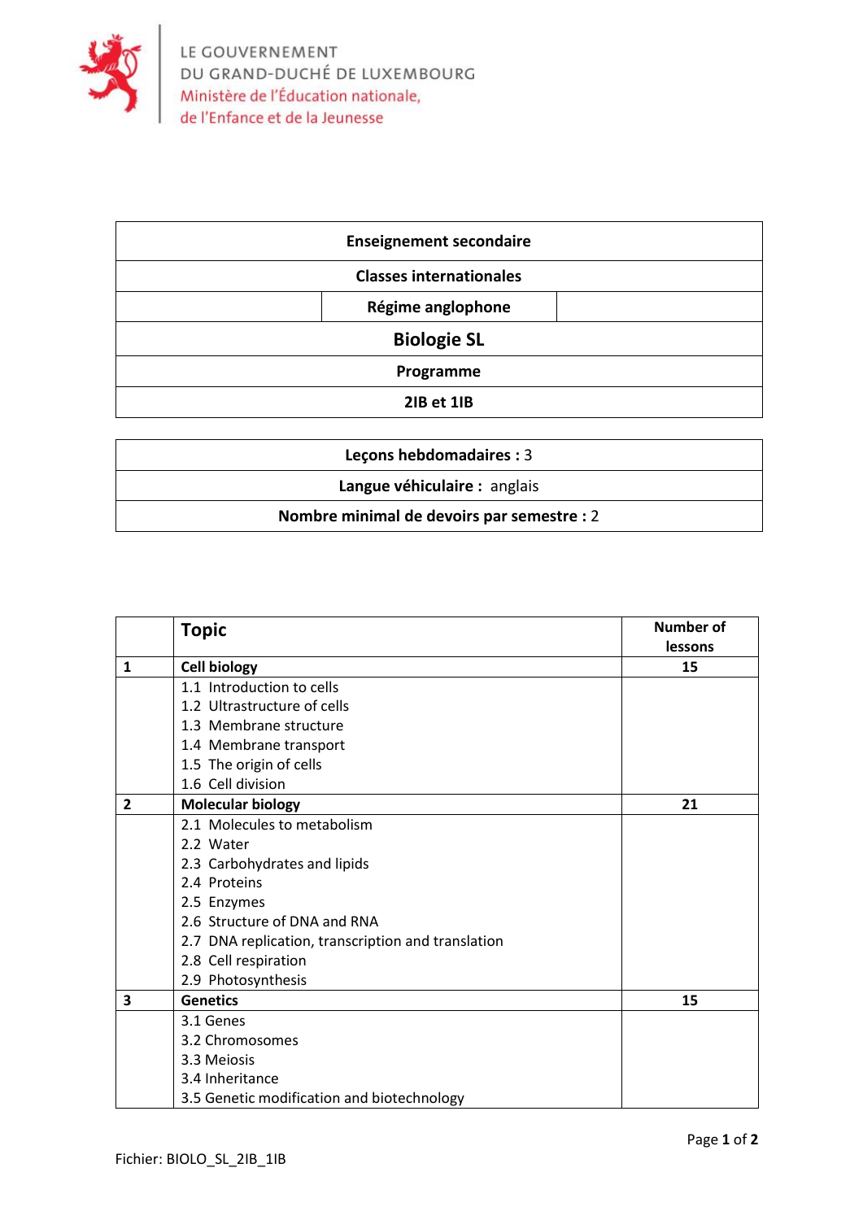LE GOUVERNEMENT
DU GRAND-DUCHÉ DE LUXEMBOURG
Ministère de l'Éducation nationale,
de l'Enfance et de la Jeunesse

| Enseignement secondaire |
|---|
| Classes internationales |
| Régime anglophone |
| **Biologie SL** |
| Programme |
| 2IB et 1IB |

| Leçons hebdomadaires : 3 |
|---|
| Langue véhiculaire : anglais |
| Nombre minimal de devoirs par semestre : 2 |

| | Topic | Number of lessons |
|---|---|---|
| 1 | **Cell biology** | 15 |
| | 1.1 Introduction to cells<br>1.2 Ultrastructure of cells<br>1.3 Membrane structure<br>1.4 Membrane transport<br>1.5 The origin of cells<br>1.6 Cell division | |
| 2 | **Molecular biology** | 21 |
| | 2.1 Molecules to metabolism<br>2.2 Water<br>2.3 Carbohydrates and lipids<br>2.4 Proteins<br>2.5 Enzymes<br>2.6 Structure of DNA and RNA<br>2.7 DNA replication, transcription and translation<br>2.8 Cell respiration<br>2.9 Photosynthesis | |
| 3 | **Genetics** | 15 |
| | 3.1 Genes<br>3.2 Chromosomes<br>3.3 Meiosis<br>3.4 Inheritance<br>3.5 Genetic modification and biotechnology | |

Fichier: BIOLO_SL_2IB_1IB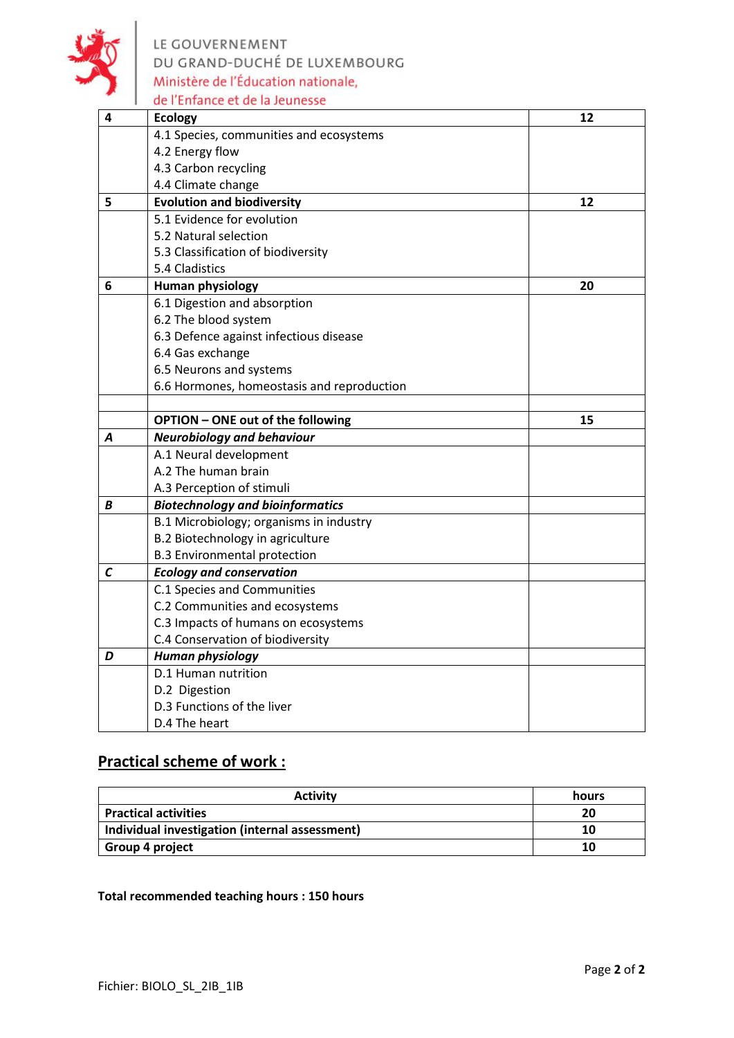| | | |
|---|---|---|
| **4** | **Ecology** | **12** |
| | 4.1 Species, communities and ecosystems<br>4.2 Energy flow<br>4.3 Carbon recycling<br>4.4 Climate change | |
| **5** | **Evolution and biodiversity** | **12** |
| | 5.1 Evidence for evolution<br>5.2 Natural selection<br>5.3 Classification of biodiversity<br>5.4 Cladistics | |
| **6** | **Human physiology** | **20** |
| | 6.1 Digestion and absorption<br>6.2 The blood system<br>6.3 Defence against infectious disease<br>6.4 Gas exchange<br>6.5 Neurons and systems<br>6.6 Hormones, homeostasis and reproduction | |
| | | |
| | **OPTION – ONE out of the following** | **15** |
| ***A*** | ***Neurobiology and behaviour*** | |
| | A.1 Neural development<br>A.2 The human brain<br>A.3 Perception of stimuli | |
| ***B*** | ***Biotechnology and bioinformatics*** | |
| | B.1 Microbiology; organisms in industry<br>B.2 Biotechnology in agriculture<br>B.3 Environmental protection | |
| ***C*** | ***Ecology and conservation*** | |
| | C.1 Species and Communities<br>C.2 Communities and ecosystems<br>C.3 Impacts of humans on ecosystems<br>C.4 Conservation of biodiversity | |
| ***D*** | ***Human physiology*** | |
| | D.1 Human nutrition<br>D.2 Digestion<br>D.3 Functions of the liver<br>D.4 The heart | |

## Practical scheme of work :

| Activity | hours |
|---|---|
| **Practical activities** | **20** |
| **Individual investigation (internal assessment)** | **10** |
| **Group 4 project** | **10** |

**Total recommended teaching hours : 150 hours**

Fichier: BIOLO_SL_2IB_1IB